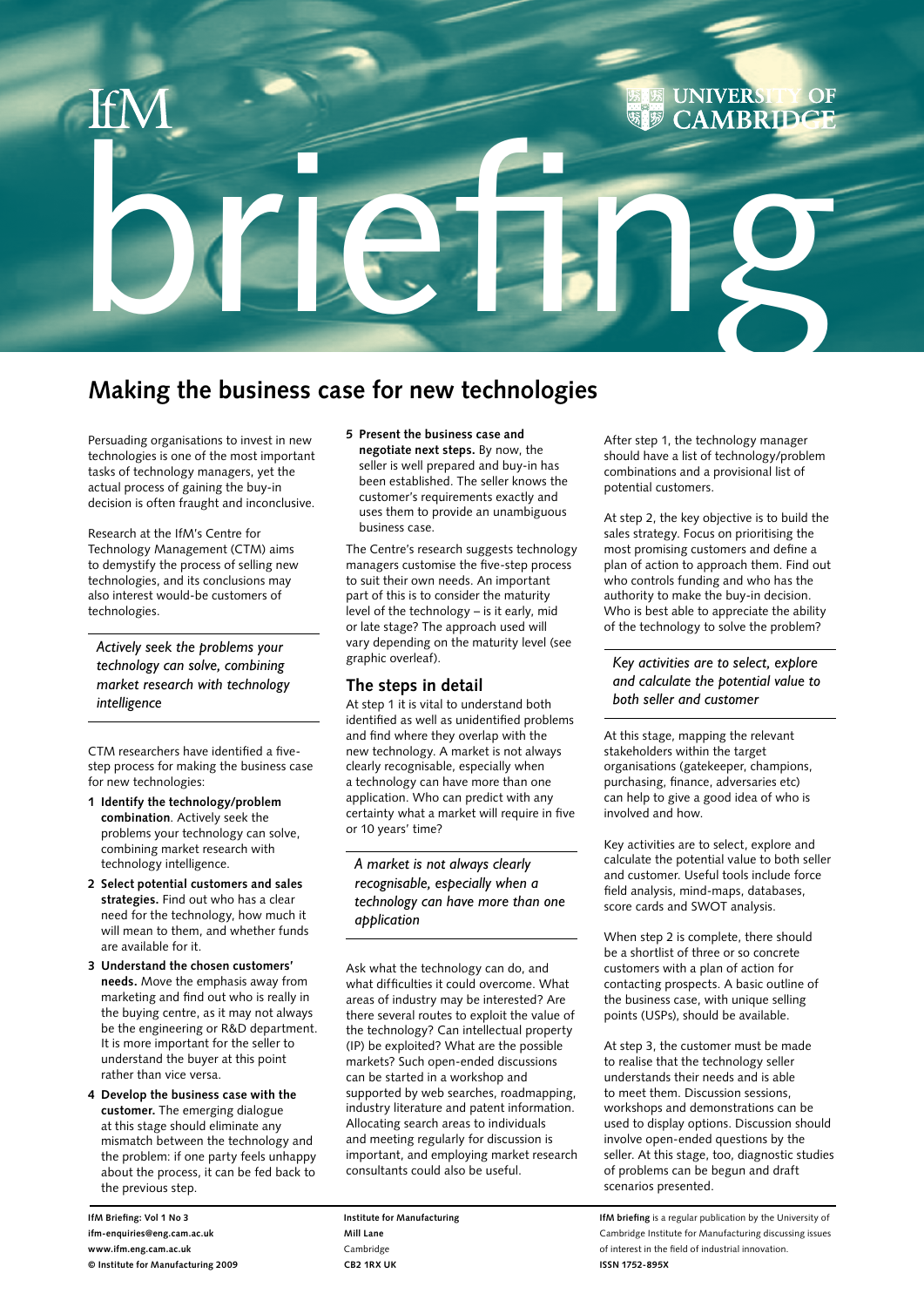# Making the business case for new technologies

Persuading organisations to invest in new technologies is one of the most important tasks of technology managers, yet the actual process of gaining the buy-in decision is often fraught and inconclusive.

Research at the IfM's Centre for Technology Management (CTM) aims to demystify the process of selling new technologies, and its conclusions may also interest would-be customers of technologies.

*Actively seek the problems your technology can solve, combining market research with technology intelligence*

CTM researchers have identified a five-step process for making the business case for new technologies:

1. **Identify the technology/problem combination**. Actively seek the problems your technology can solve, combining market research with technology intelligence.
2. **Select potential customers and sales strategies.** Find out who has a clear need for the technology, how much it will mean to them, and whether funds are available for it.
3. **Understand the chosen customers' needs.** Move the emphasis away from marketing and find out who is really in the buying centre, as it may not always be the engineering or R&D department. It is more important for the seller to understand the buyer at this point rather than vice versa.
4. **Develop the business case with the customer.** The emerging dialogue at this stage should eliminate any mismatch between the technology and the problem: if one party feels unhappy about the process, it can be fed back to the previous step.
5. **Present the business case and negotiate next steps.** By now, the seller is well prepared and buy-in has been established. The seller knows the customer's requirements exactly and uses them to provide an unambiguous business case.

The Centre's research suggests technology managers customise the five-step process to suit their own needs. An important part of this is to consider the maturity level of the technology – is it early, mid or late stage? The approach used will vary depending on the maturity level (see graphic overleaf).

## The steps in detail

At step 1 it is vital to understand both identified as well as unidentified problems and find where they overlap with the new technology. A market is not always clearly recognisable, especially when a technology can have more than one application. Who can predict with any certainty what a market will require in five or 10 years' time?

*A market is not always clearly recognisable, especially when a technology can have more than one application*

Ask what the technology can do, and what difficulties it could overcome. What areas of industry may be interested? Are there several routes to exploit the value of the technology? Can intellectual property (IP) be exploited? What are the possible markets? Such open-ended discussions can be started in a workshop and supported by web searches, roadmapping, industry literature and patent information. Allocating search areas to individuals and meeting regularly for discussion is important, and employing market research consultants could also be useful.

After step 1, the technology manager should have a list of technology/problem combinations and a provisional list of potential customers.

At step 2, the key objective is to build the sales strategy. Focus on prioritising the most promising customers and define a plan of action to approach them. Find out who controls funding and who has the authority to make the buy-in decision. Who is best able to appreciate the ability of the technology to solve the problem?

*Key activities are to select, explore and calculate the potential value to both seller and customer*

At this stage, mapping the relevant stakeholders within the target organisations (gatekeeper, champions, purchasing, finance, adversaries etc) can help to give a good idea of who is involved and how.

Key activities are to select, explore and calculate the potential value to both seller and customer. Useful tools include force field analysis, mind-maps, databases, score cards and SWOT analysis.

When step 2 is complete, there should be a shortlist of three or so concrete customers with a plan of action for contacting prospects. A basic outline of the business case, with unique selling points (USPs), should be available.

At step 3, the customer must be made to realise that the technology seller understands their needs and is able to meet them. Discussion sessions, workshops and demonstrations can be used to display options. Discussion should involve open-ended questions by the seller. At this stage, too, diagnostic studies of problems can be begun and draft scenarios presented.

**IfM Briefing: Vol 1 No 3**
**ifm-enquiries@eng.cam.ac.uk**
**www.ifm.eng.cam.ac.uk**
**© Institute for Manufacturing 2009**

**Institute for Manufacturing**
**Mill Lane**
Cambridge
**CB2 1RX UK**

**IfM briefing** is a regular publication by the University of Cambridge Institute for Manufacturing discussing issues of interest in the field of industrial innovation.
**ISSN 1752-895X**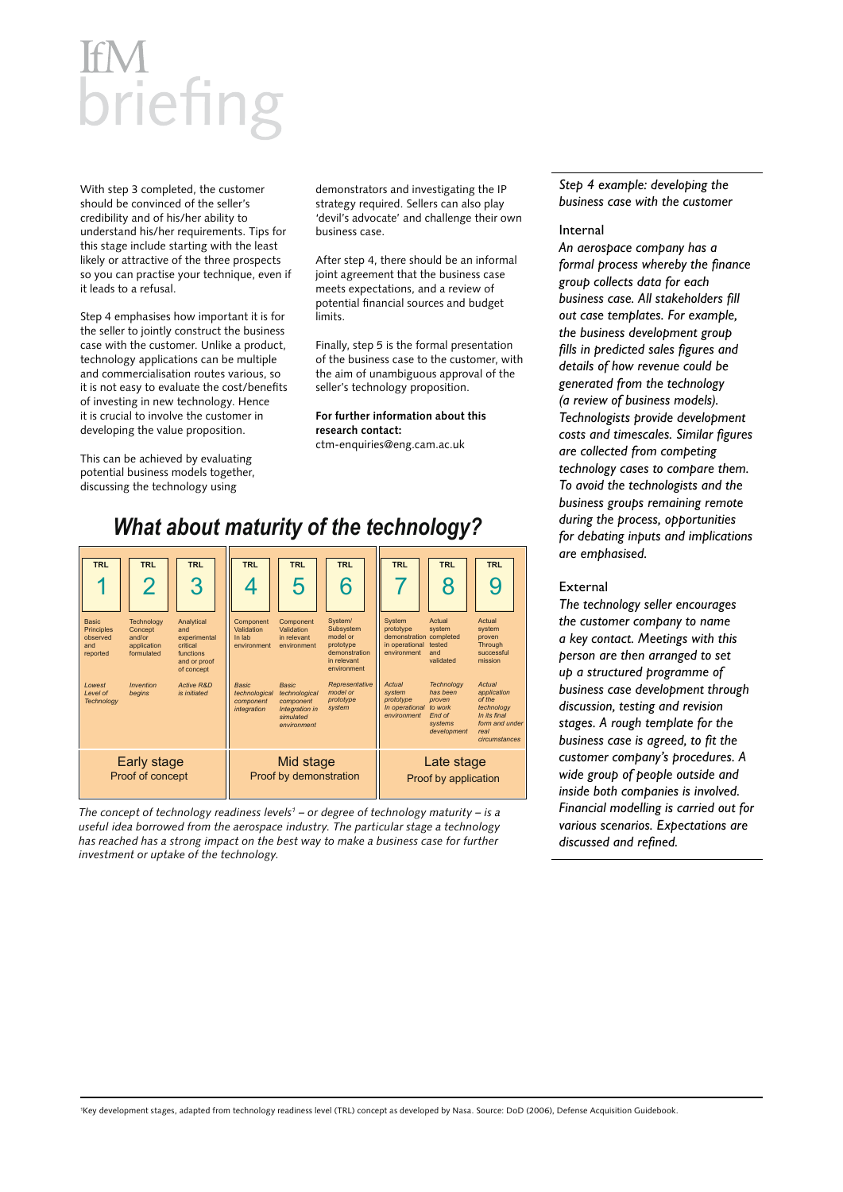# IfM briefing

With step 3 completed, the customer should be convinced of the seller's credibility and of his/her ability to understand his/her requirements. Tips for this stage include starting with the least likely or attractive of the three prospects so you can practise your technique, even if it leads to a refusal.

Step 4 emphasises how important it is for the seller to jointly construct the business case with the customer. Unlike a product, technology applications can be multiple and commercialisation routes various, so it is not easy to evaluate the cost/benefits of investing in new technology. Hence it is crucial to involve the customer in developing the value proposition.

This can be achieved by evaluating potential business models together, discussing the technology using demonstrators and investigating the IP strategy required. Sellers can also play 'devil's advocate' and challenge their own business case.

After step 4, there should be an informal joint agreement that the business case meets expectations, and a review of potential financial sources and budget limits.

Finally, step 5 is the formal presentation of the business case to the customer, with the aim of unambiguous approval of the seller's technology proposition.

**For further information about this research contact:**
ctm-enquiries@eng.cam.ac.uk

*Step 4 example: developing the business case with the customer*

Internal

*An aerospace company has a formal process whereby the finance group collects data for each business case. All stakeholders fill out case templates. For example, the business development group fills in predicted sales figures and details of how revenue could be generated from the technology (a review of business models). Technologists provide development costs and timescales. Similar figures are collected from competing technology cases to compare them. To avoid the technologists and the business groups remaining remote during the process, opportunities for debating inputs and implications are emphasised.*

External

*The technology seller encourages the customer company to name a key contact. Meetings with this person are then arranged to set up a structured programme of business case development through discussion, testing and revision stages. A rough template for the business case is agreed, to fit the customer company's procedures. A wide group of people outside and inside both companies is involved. Financial modelling is carried out for various scenarios. Expectations are discussed and refined.*

## What about maturity of the technology?

| TRL 1 | TRL 2 | TRL 3 | TRL 4 | TRL 5 | TRL 6 | TRL 7 | TRL 8 | TRL 9 |
|---|---|---|---|---|---|---|---|---|
| Basic Principles observed and reported | Technology Concept and/or application formulated | Analytical and experimental critical functions and or proof of concept | Component Validation In lab environment | Component Validation in relevant environment | System/ Subsystem model or prototype demonstration in relevant environment | System prototype demonstration in operational environment | Actual system completed tested and validated | Actual system proven Through successful mission |
| *Lowest Level of Technology* | *Invention begins* | *Active R&D is initiated* | *Basic technological component integration* | *Basic technological component Integration in simulated environment* | *Representative model or prototype system* | *Actual system prototype In operational environment* | *Technology has been proven to work End of systems development* | *Actual application of the technology In its final form and under real circumstances* |
| Early stage Proof of concept | | | Mid stage Proof by demonstration | | | Late stage Proof by application | | |

*The concept of technology readiness levels[1] – or degree of technology maturity – is a useful idea borrowed from the aerospace industry. The particular stage a technology has reached has a strong impact on the best way to make a business case for further investment or uptake of the technology.*

[1]Key development stages, adapted from technology readiness level (TRL) concept as developed by Nasa. Source: DoD (2006), Defense Acquisition Guidebook.